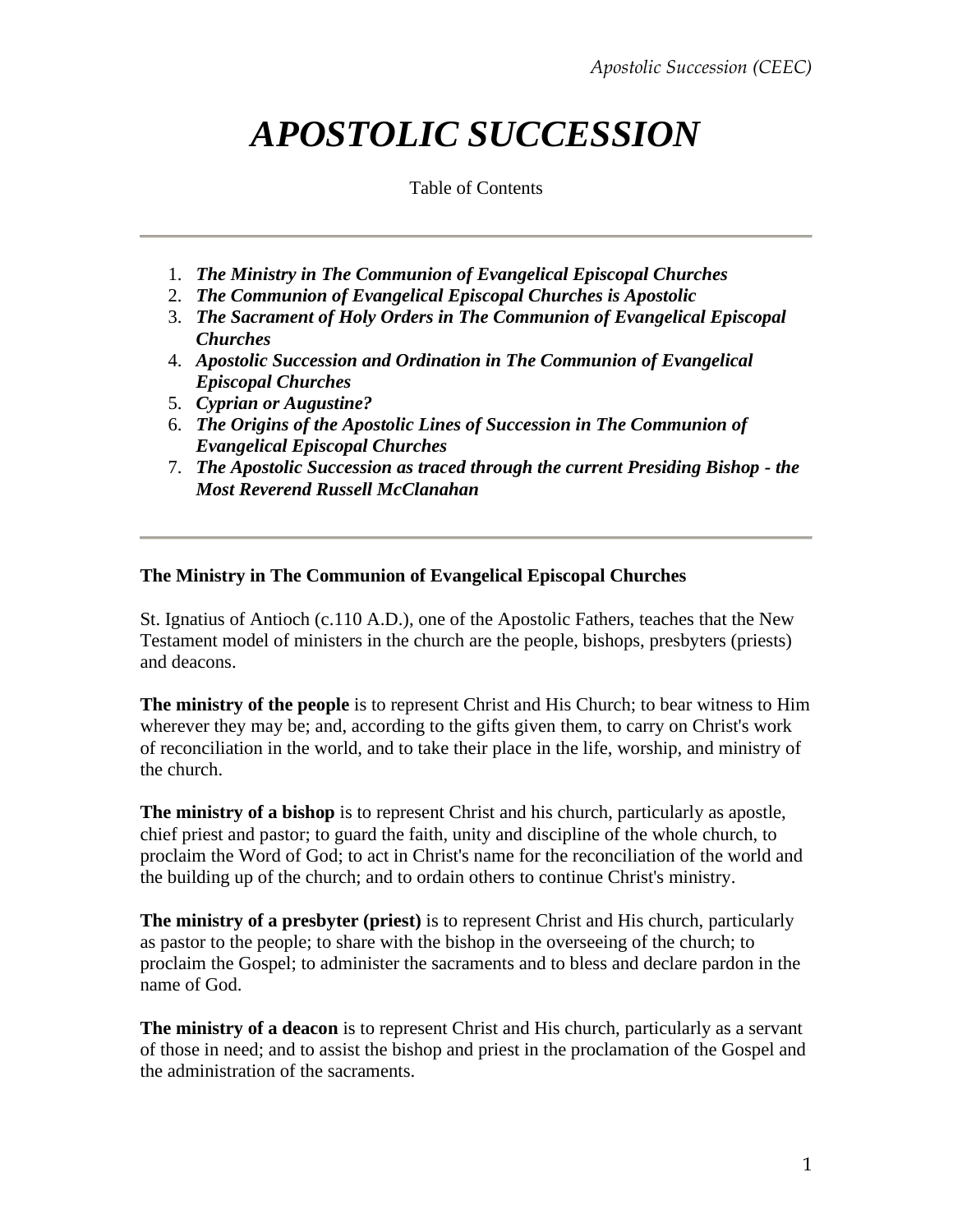# APOSTOLIC SUCCESSION

Table of Contents

---

1. ***The Ministry in The Communion of Evangelical Episcopal Churches***
2. ***The Communion of Evangelical Episcopal Churches is Apostolic***
3. ***The Sacrament of Holy Orders in The Communion of Evangelical Episcopal Churches***
4. ***Apostolic Succession and Ordination in The Communion of Evangelical Episcopal Churches***
5. ***Cyprian or Augustine?***
6. ***The Origins of the Apostolic Lines of Succession in The Communion of Evangelical Episcopal Churches***
7. ***The Apostolic Succession as traced through the current Presiding Bishop - the Most Reverend Russell McClanahan***

---

### The Ministry in The Communion of Evangelical Episcopal Churches

St. Ignatius of Antioch (c.110 A.D.), one of the Apostolic Fathers, teaches that the New Testament model of ministers in the church are the people, bishops, presbyters (priests) and deacons.

**The ministry of the people** is to represent Christ and His Church; to bear witness to Him wherever they may be; and, according to the gifts given them, to carry on Christ's work of reconciliation in the world, and to take their place in the life, worship, and ministry of the church.

**The ministry of a bishop** is to represent Christ and his church, particularly as apostle, chief priest and pastor; to guard the faith, unity and discipline of the whole church, to proclaim the Word of God; to act in Christ's name for the reconciliation of the world and the building up of the church; and to ordain others to continue Christ's ministry.

**The ministry of a presbyter (priest)** is to represent Christ and His church, particularly as pastor to the people; to share with the bishop in the overseeing of the church; to proclaim the Gospel; to administer the sacraments and to bless and declare pardon in the name of God.

**The ministry of a deacon** is to represent Christ and His church, particularly as a servant of those in need; and to assist the bishop and priest in the proclamation of the Gospel and the administration of the sacraments.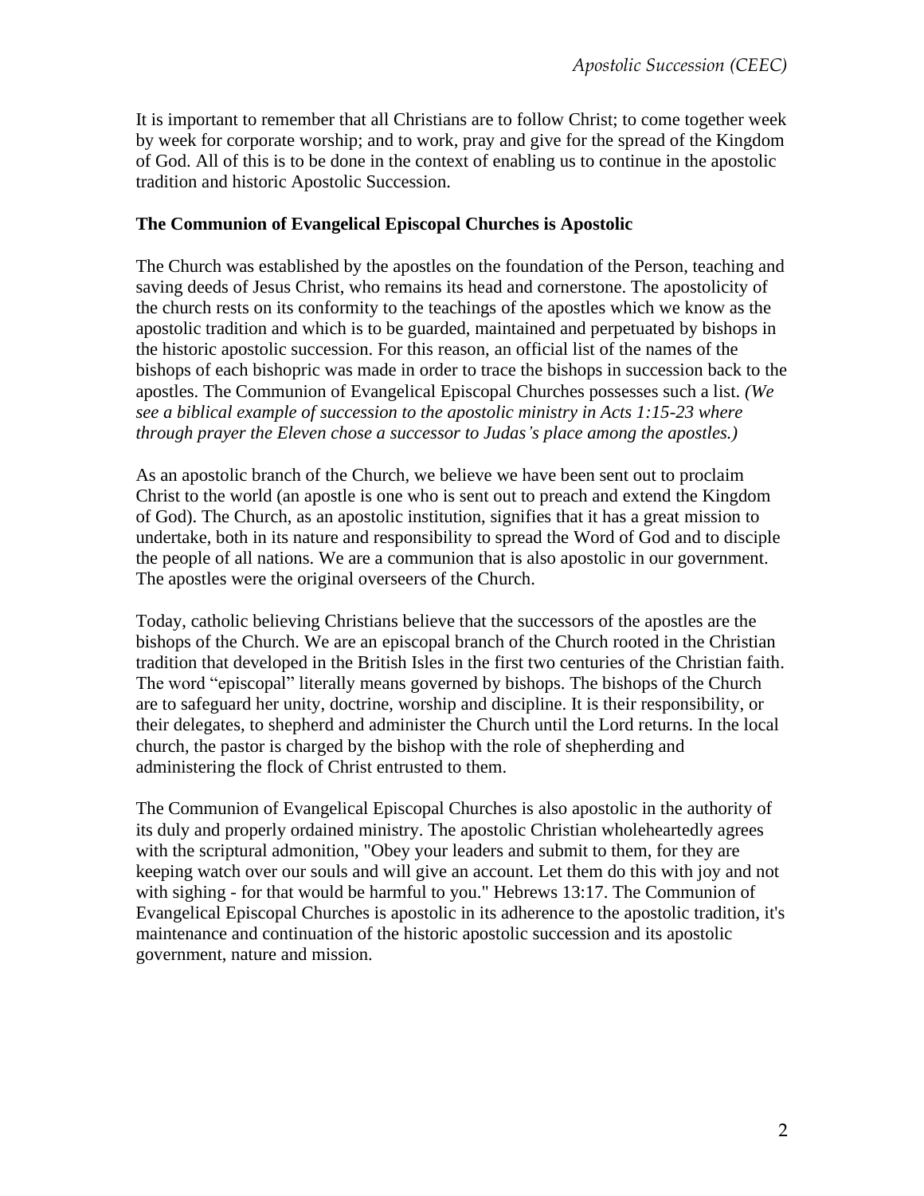It is important to remember that all Christians are to follow Christ; to come together week by week for corporate worship; and to work, pray and give for the spread of the Kingdom of God. All of this is to be done in the context of enabling us to continue in the apostolic tradition and historic Apostolic Succession.

**The Communion of Evangelical Episcopal Churches is Apostolic**

The Church was established by the apostles on the foundation of the Person, teaching and saving deeds of Jesus Christ, who remains its head and cornerstone. The apostolicity of the church rests on its conformity to the teachings of the apostles which we know as the apostolic tradition and which is to be guarded, maintained and perpetuated by bishops in the historic apostolic succession. For this reason, an official list of the names of the bishops of each bishopric was made in order to trace the bishops in succession back to the apostles. The Communion of Evangelical Episcopal Churches possesses such a list. *(We see a biblical example of succession to the apostolic ministry in Acts 1:15-23 where through prayer the Eleven chose a successor to Judas's place among the apostles.)*

As an apostolic branch of the Church, we believe we have been sent out to proclaim Christ to the world (an apostle is one who is sent out to preach and extend the Kingdom of God). The Church, as an apostolic institution, signifies that it has a great mission to undertake, both in its nature and responsibility to spread the Word of God and to disciple the people of all nations. We are a communion that is also apostolic in our government. The apostles were the original overseers of the Church.

Today, catholic believing Christians believe that the successors of the apostles are the bishops of the Church. We are an episcopal branch of the Church rooted in the Christian tradition that developed in the British Isles in the first two centuries of the Christian faith. The word "episcopal" literally means governed by bishops. The bishops of the Church are to safeguard her unity, doctrine, worship and discipline. It is their responsibility, or their delegates, to shepherd and administer the Church until the Lord returns. In the local church, the pastor is charged by the bishop with the role of shepherding and administering the flock of Christ entrusted to them.

The Communion of Evangelical Episcopal Churches is also apostolic in the authority of its duly and properly ordained ministry. The apostolic Christian wholeheartedly agrees with the scriptural admonition, "Obey your leaders and submit to them, for they are keeping watch over our souls and will give an account. Let them do this with joy and not with sighing - for that would be harmful to you." Hebrews 13:17. The Communion of Evangelical Episcopal Churches is apostolic in its adherence to the apostolic tradition, it's maintenance and continuation of the historic apostolic succession and its apostolic government, nature and mission.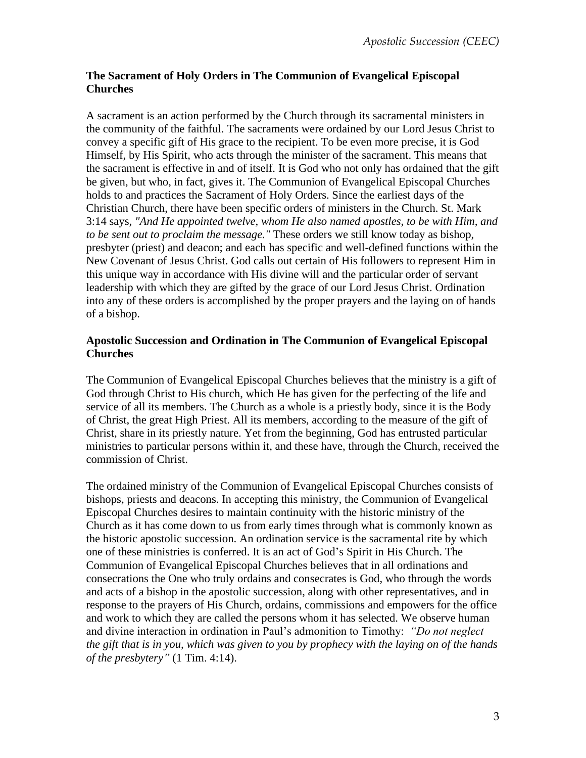**The Sacrament of Holy Orders in The Communion of Evangelical Episcopal Churches**

A sacrament is an action performed by the Church through its sacramental ministers in the community of the faithful. The sacraments were ordained by our Lord Jesus Christ to convey a specific gift of His grace to the recipient. To be even more precise, it is God Himself, by His Spirit, who acts through the minister of the sacrament. This means that the sacrament is effective in and of itself. It is God who not only has ordained that the gift be given, but who, in fact, gives it. The Communion of Evangelical Episcopal Churches holds to and practices the Sacrament of Holy Orders. Since the earliest days of the Christian Church, there have been specific orders of ministers in the Church. St. Mark 3:14 says, *"And He appointed twelve, whom He also named apostles, to be with Him, and to be sent out to proclaim the message."* These orders we still know today as bishop, presbyter (priest) and deacon; and each has specific and well-defined functions within the New Covenant of Jesus Christ. God calls out certain of His followers to represent Him in this unique way in accordance with His divine will and the particular order of servant leadership with which they are gifted by the grace of our Lord Jesus Christ. Ordination into any of these orders is accomplished by the proper prayers and the laying on of hands of a bishop.

**Apostolic Succession and Ordination in The Communion of Evangelical Episcopal Churches**

The Communion of Evangelical Episcopal Churches believes that the ministry is a gift of God through Christ to His church, which He has given for the perfecting of the life and service of all its members. The Church as a whole is a priestly body, since it is the Body of Christ, the great High Priest. All its members, according to the measure of the gift of Christ, share in its priestly nature. Yet from the beginning, God has entrusted particular ministries to particular persons within it, and these have, through the Church, received the commission of Christ.

The ordained ministry of the Communion of Evangelical Episcopal Churches consists of bishops, priests and deacons. In accepting this ministry, the Communion of Evangelical Episcopal Churches desires to maintain continuity with the historic ministry of the Church as it has come down to us from early times through what is commonly known as the historic apostolic succession. An ordination service is the sacramental rite by which one of these ministries is conferred. It is an act of God's Spirit in His Church. The Communion of Evangelical Episcopal Churches believes that in all ordinations and consecrations the One who truly ordains and consecrates is God, who through the words and acts of a bishop in the apostolic succession, along with other representatives, and in response to the prayers of His Church, ordains, commissions and empowers for the office and work to which they are called the persons whom it has selected. We observe human and divine interaction in ordination in Paul's admonition to Timothy: *"Do not neglect the gift that is in you, which was given to you by prophecy with the laying on of the hands of the presbytery"* (1 Tim. 4:14).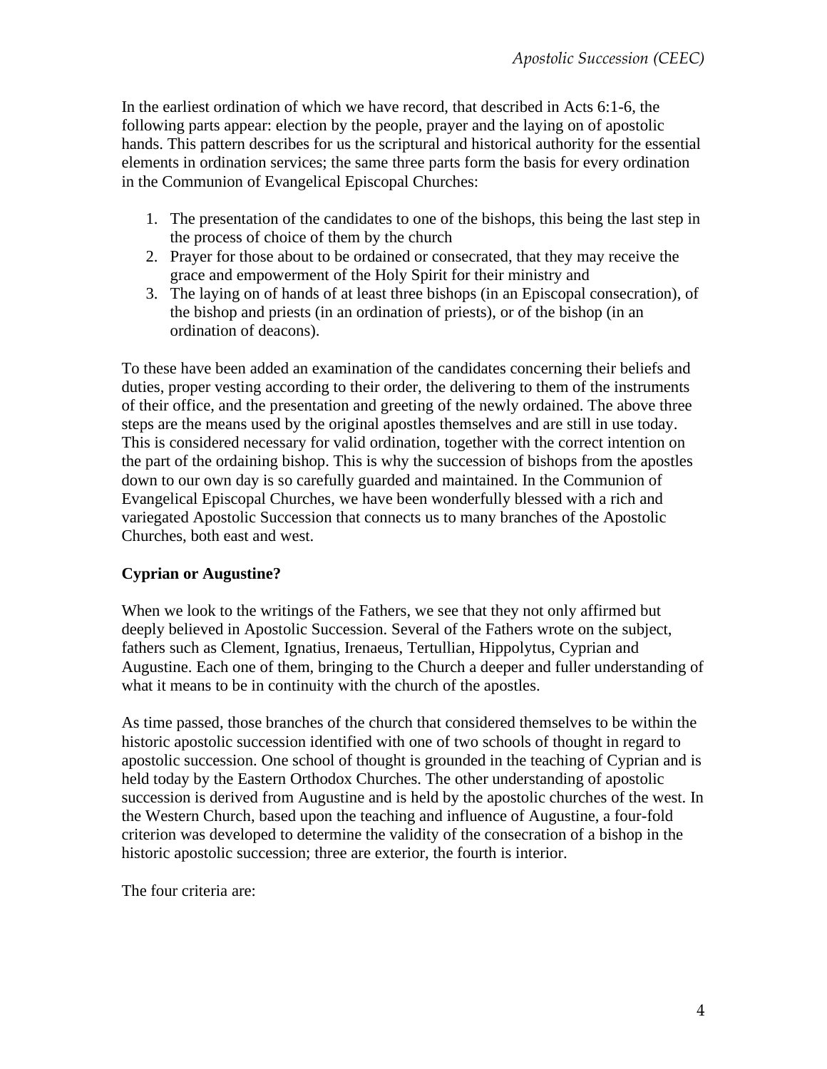In the earliest ordination of which we have record, that described in Acts 6:1-6, the following parts appear: election by the people, prayer and the laying on of apostolic hands. This pattern describes for us the scriptural and historical authority for the essential elements in ordination services; the same three parts form the basis for every ordination in the Communion of Evangelical Episcopal Churches:

1. The presentation of the candidates to one of the bishops, this being the last step in the process of choice of them by the church
2. Prayer for those about to be ordained or consecrated, that they may receive the grace and empowerment of the Holy Spirit for their ministry and
3. The laying on of hands of at least three bishops (in an Episcopal consecration), of the bishop and priests (in an ordination of priests), or of the bishop (in an ordination of deacons).

To these have been added an examination of the candidates concerning their beliefs and duties, proper vesting according to their order, the delivering to them of the instruments of their office, and the presentation and greeting of the newly ordained. The above three steps are the means used by the original apostles themselves and are still in use today. This is considered necessary for valid ordination, together with the correct intention on the part of the ordaining bishop. This is why the succession of bishops from the apostles down to our own day is so carefully guarded and maintained. In the Communion of Evangelical Episcopal Churches, we have been wonderfully blessed with a rich and variegated Apostolic Succession that connects us to many branches of the Apostolic Churches, both east and west.

**Cyprian or Augustine?**

When we look to the writings of the Fathers, we see that they not only affirmed but deeply believed in Apostolic Succession. Several of the Fathers wrote on the subject, fathers such as Clement, Ignatius, Irenaeus, Tertullian, Hippolytus, Cyprian and Augustine. Each one of them, bringing to the Church a deeper and fuller understanding of what it means to be in continuity with the church of the apostles.

As time passed, those branches of the church that considered themselves to be within the historic apostolic succession identified with one of two schools of thought in regard to apostolic succession. One school of thought is grounded in the teaching of Cyprian and is held today by the Eastern Orthodox Churches. The other understanding of apostolic succession is derived from Augustine and is held by the apostolic churches of the west. In the Western Church, based upon the teaching and influence of Augustine, a four-fold criterion was developed to determine the validity of the consecration of a bishop in the historic apostolic succession; three are exterior, the fourth is interior.

The four criteria are: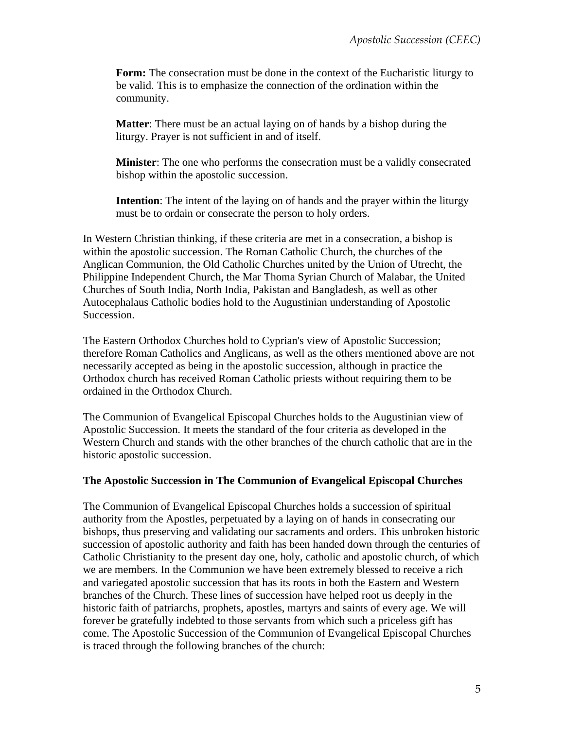**Form:** The consecration must be done in the context of the Eucharistic liturgy to be valid. This is to emphasize the connection of the ordination within the community.

**Matter**: There must be an actual laying on of hands by a bishop during the liturgy. Prayer is not sufficient in and of itself.

**Minister**: The one who performs the consecration must be a validly consecrated bishop within the apostolic succession.

**Intention**: The intent of the laying on of hands and the prayer within the liturgy must be to ordain or consecrate the person to holy orders.

In Western Christian thinking, if these criteria are met in a consecration, a bishop is within the apostolic succession. The Roman Catholic Church, the churches of the Anglican Communion, the Old Catholic Churches united by the Union of Utrecht, the Philippine Independent Church, the Mar Thoma Syrian Church of Malabar, the United Churches of South India, North India, Pakistan and Bangladesh, as well as other Autocephalaus Catholic bodies hold to the Augustinian understanding of Apostolic Succession.

The Eastern Orthodox Churches hold to Cyprian's view of Apostolic Succession; therefore Roman Catholics and Anglicans, as well as the others mentioned above are not necessarily accepted as being in the apostolic succession, although in practice the Orthodox church has received Roman Catholic priests without requiring them to be ordained in the Orthodox Church.

The Communion of Evangelical Episcopal Churches holds to the Augustinian view of Apostolic Succession. It meets the standard of the four criteria as developed in the Western Church and stands with the other branches of the church catholic that are in the historic apostolic succession.

**The Apostolic Succession in The Communion of Evangelical Episcopal Churches**

The Communion of Evangelical Episcopal Churches holds a succession of spiritual authority from the Apostles, perpetuated by a laying on of hands in consecrating our bishops, thus preserving and validating our sacraments and orders. This unbroken historic succession of apostolic authority and faith has been handed down through the centuries of Catholic Christianity to the present day one, holy, catholic and apostolic church, of which we are members. In the Communion we have been extremely blessed to receive a rich and variegated apostolic succession that has its roots in both the Eastern and Western branches of the Church. These lines of succession have helped root us deeply in the historic faith of patriarchs, prophets, apostles, martyrs and saints of every age. We will forever be gratefully indebted to those servants from which such a priceless gift has come. The Apostolic Succession of the Communion of Evangelical Episcopal Churches is traced through the following branches of the church: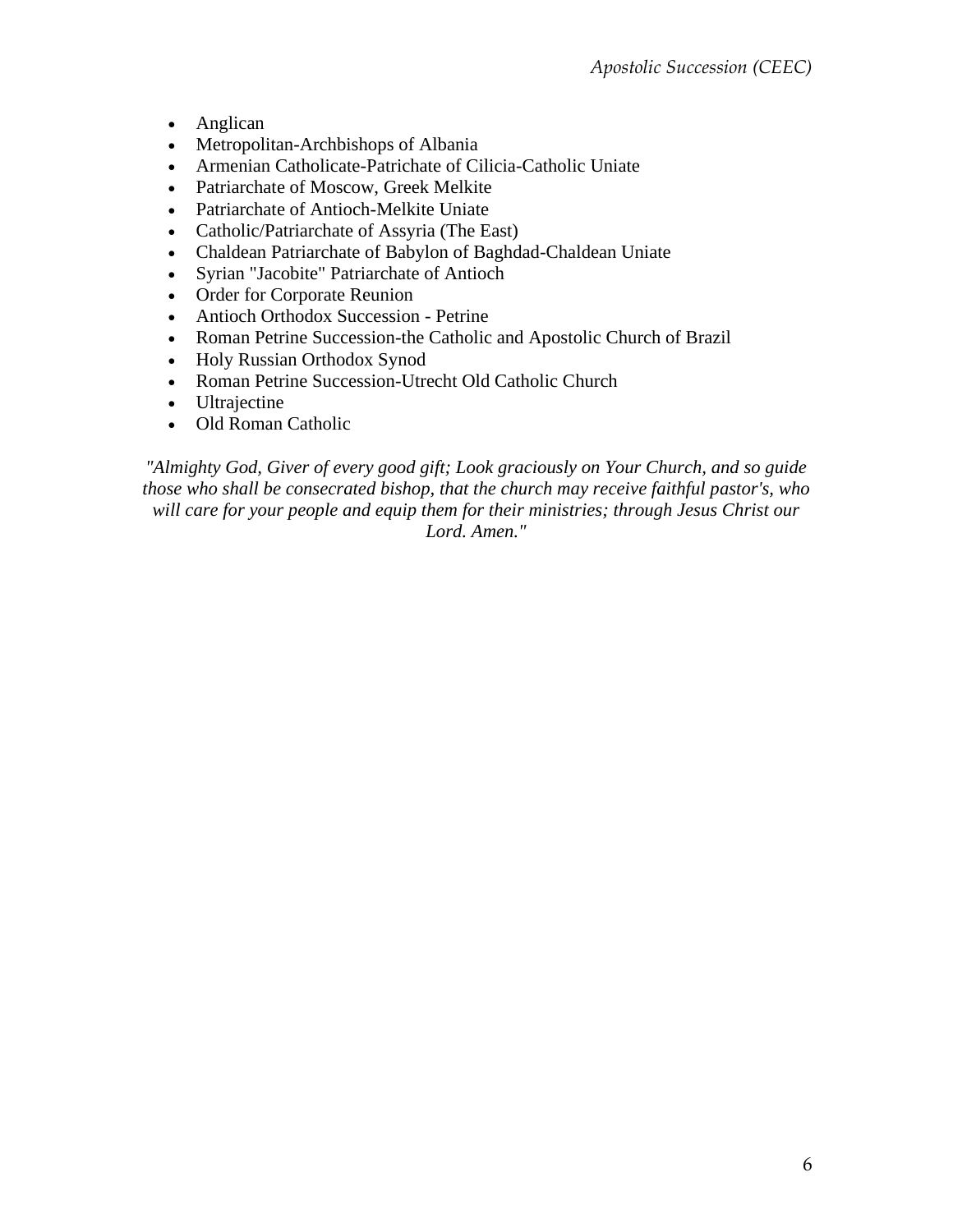- Anglican
- Metropolitan-Archbishops of Albania
- Armenian Catholicate-Patrichate of Cilicia-Catholic Uniate
- Patriarchate of Moscow, Greek Melkite
- Patriarchate of Antioch-Melkite Uniate
- Catholic/Patriarchate of Assyria (The East)
- Chaldean Patriarchate of Babylon of Baghdad-Chaldean Uniate
- Syrian "Jacobite" Patriarchate of Antioch
- Order for Corporate Reunion
- Antioch Orthodox Succession - Petrine
- Roman Petrine Succession-the Catholic and Apostolic Church of Brazil
- Holy Russian Orthodox Synod
- Roman Petrine Succession-Utrecht Old Catholic Church
- Ultrajectine
- Old Roman Catholic

*"Almighty God, Giver of every good gift; Look graciously on Your Church, and so guide those who shall be consecrated bishop, that the church may receive faithful pastor's, who will care for your people and equip them for their ministries; through Jesus Christ our Lord. Amen."*